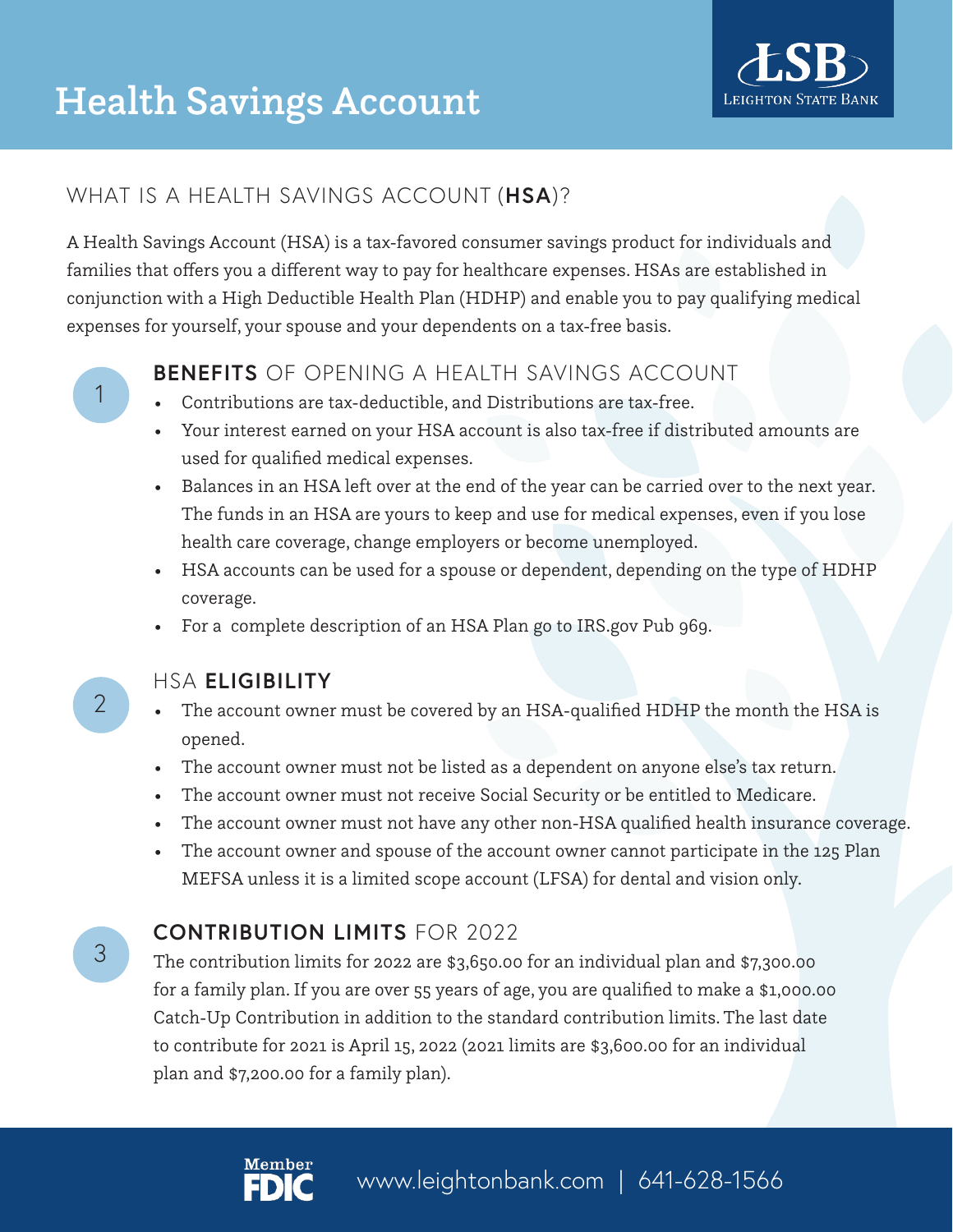# Health Savings Account

LSB
Leighton State Bank

## WHAT IS A HEALTH SAVINGS ACCOUNT (**HSA**)?

A Health Savings Account (HSA) is a tax-favored consumer savings product for individuals and families that offers you a different way to pay for healthcare expenses. HSAs are established in conjunction with a High Deductible Health Plan (HDHP) and enable you to pay qualifying medical expenses for yourself, your spouse and your dependents on a tax-free basis.

## 1 **BENEFITS** OF OPENING A HEALTH SAVINGS ACCOUNT

- Contributions are tax-deductible, and Distributions are tax-free.
- Your interest earned on your HSA account is also tax-free if distributed amounts are used for qualified medical expenses.
- Balances in an HSA left over at the end of the year can be carried over to the next year. The funds in an HSA are yours to keep and use for medical expenses, even if you lose health care coverage, change employers or become unemployed.
- HSA accounts can be used for a spouse or dependent, depending on the type of HDHP coverage.
- For a complete description of an HSA Plan go to IRS.gov Pub 969.

## 2 HSA **ELIGIBILITY**

- The account owner must be covered by an HSA-qualified HDHP the month the HSA is opened.
- The account owner must not be listed as a dependent on anyone else's tax return.
- The account owner must not receive Social Security or be entitled to Medicare.
- The account owner must not have any other non-HSA qualified health insurance coverage.
- The account owner and spouse of the account owner cannot participate in the 125 Plan MEFSA unless it is a limited scope account (LFSA) for dental and vision only.

## 3 **CONTRIBUTION LIMITS** FOR 2022

The contribution limits for 2022 are $3,650.00 for an individual plan and $7,300.00 for a family plan. If you are over 55 years of age, you are qualified to make a $1,000.00 Catch-Up Contribution in addition to the standard contribution limits. The last date to contribute for 2021 is April 15, 2022 (2021 limits are $3,600.00 for an individual plan and $7,200.00 for a family plan).

Member FDIC

www.leightonbank.com | 641-628-1566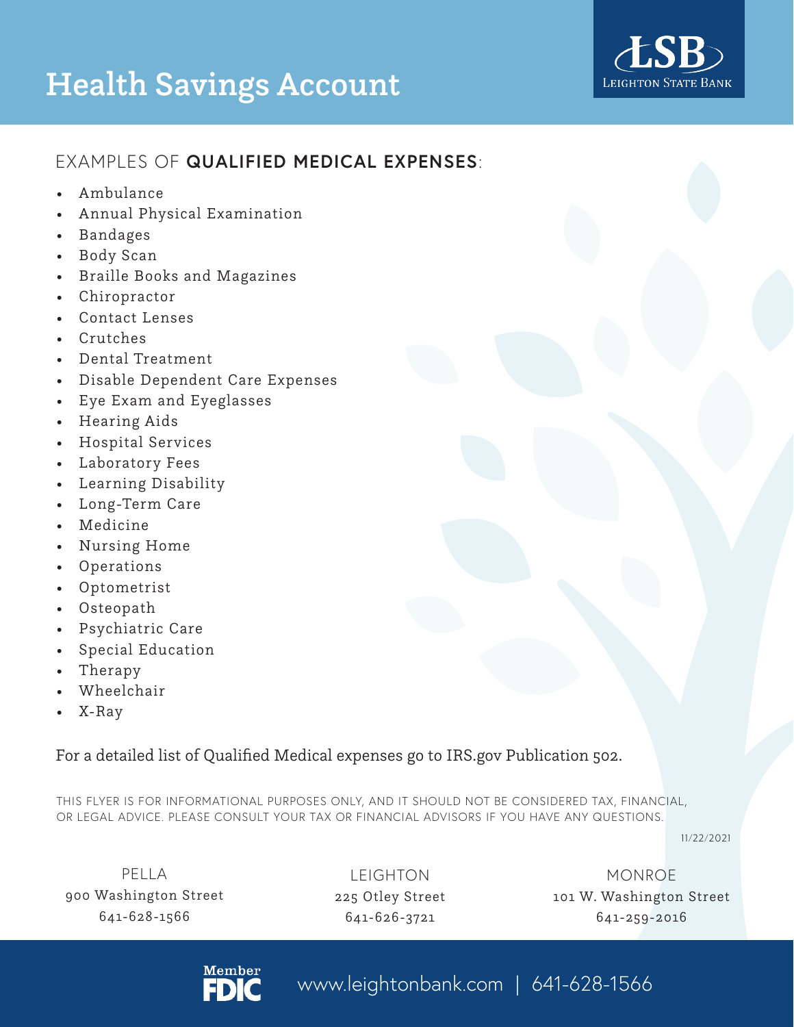# Health Savings Account

LSB
Leighton State Bank

## EXAMPLES OF **QUALIFIED MEDICAL EXPENSES**:

- Ambulance
- Annual Physical Examination
- Bandages
- Body Scan
- Braille Books and Magazines
- Chiropractor
- Contact Lenses
- Crutches
- Dental Treatment
- Disable Dependent Care Expenses
- Eye Exam and Eyeglasses
- Hearing Aids
- Hospital Services
- Laboratory Fees
- Learning Disability
- Long-Term Care
- Medicine
- Nursing Home
- Operations
- Optometrist
- Osteopath
- Psychiatric Care
- Special Education
- Therapy
- Wheelchair
- X-Ray

For a detailed list of Qualified Medical expenses go to IRS.gov Publication 502.

THIS FLYER IS FOR INFORMATIONAL PURPOSES ONLY, AND IT SHOULD NOT BE CONSIDERED TAX, FINANCIAL, OR LEGAL ADVICE. PLEASE CONSULT YOUR TAX OR FINANCIAL ADVISORS IF YOU HAVE ANY QUESTIONS.

11/22/2021

PELLA
900 Washington Street
641-628-1566

LEIGHTON
225 Otley Street
641-626-3721

MONROE
101 W. Washington Street
641-259-2016

Member FDIC

www.leightonbank.com | 641-628-1566